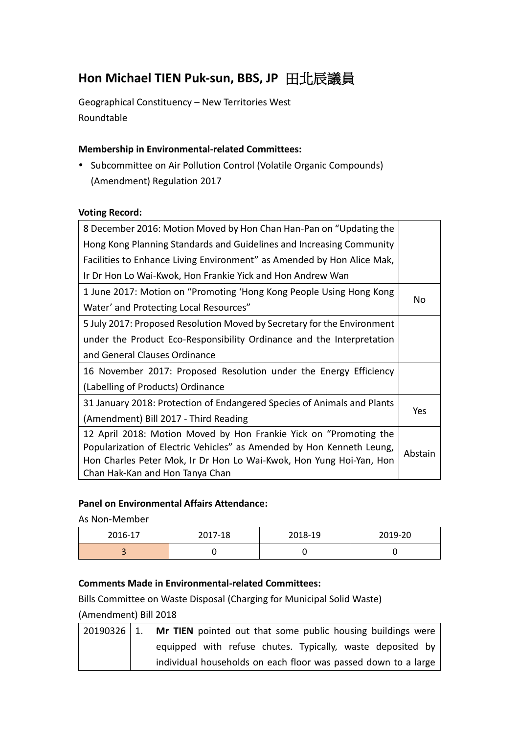# Hon Michael TIEN Puk-sun, BBS, JP 田北辰議員

Geographical Constituency – New Territories West
Roundtable

**Membership in Environmental-related Committees:**

- Subcommittee on Air Pollution Control (Volatile Organic Compounds) (Amendment) Regulation 2017

**Voting Record:**

| | |
|---|---|
| 8 December 2016: Motion Moved by Hon Chan Han-Pan on "Updating the Hong Kong Planning Standards and Guidelines and Increasing Community Facilities to Enhance Living Environment" as Amended by Hon Alice Mak, Ir Dr Hon Lo Wai-Kwok, Hon Frankie Yick and Hon Andrew Wan | |
| 1 June 2017: Motion on "Promoting 'Hong Kong People Using Hong Kong Water' and Protecting Local Resources" | No |
| 5 July 2017: Proposed Resolution Moved by Secretary for the Environment under the Product Eco-Responsibility Ordinance and the Interpretation and General Clauses Ordinance | |
| 16 November 2017: Proposed Resolution under the Energy Efficiency (Labelling of Products) Ordinance | |
| 31 January 2018: Protection of Endangered Species of Animals and Plants (Amendment) Bill 2017 - Third Reading | Yes |
| 12 April 2018: Motion Moved by Hon Frankie Yick on "Promoting the Popularization of Electric Vehicles" as Amended by Hon Kenneth Leung, Hon Charles Peter Mok, Ir Dr Hon Lo Wai-Kwok, Hon Yung Hoi-Yan, Hon Chan Hak-Kan and Hon Tanya Chan | Abstain |

**Panel on Environmental Affairs Attendance:**

As Non-Member

| 2016-17 | 2017-18 | 2018-19 | 2019-20 |
|---|---|---|---|
| 3 | 0 | 0 | 0 |

**Comments Made in Environmental-related Committees:**

Bills Committee on Waste Disposal (Charging for Municipal Solid Waste) (Amendment) Bill 2018

| | |
|---|---|
| 20190326 | 1. **Mr TIEN** pointed out that some public housing buildings were equipped with refuse chutes. Typically, waste deposited by individual households on each floor was passed down to a large |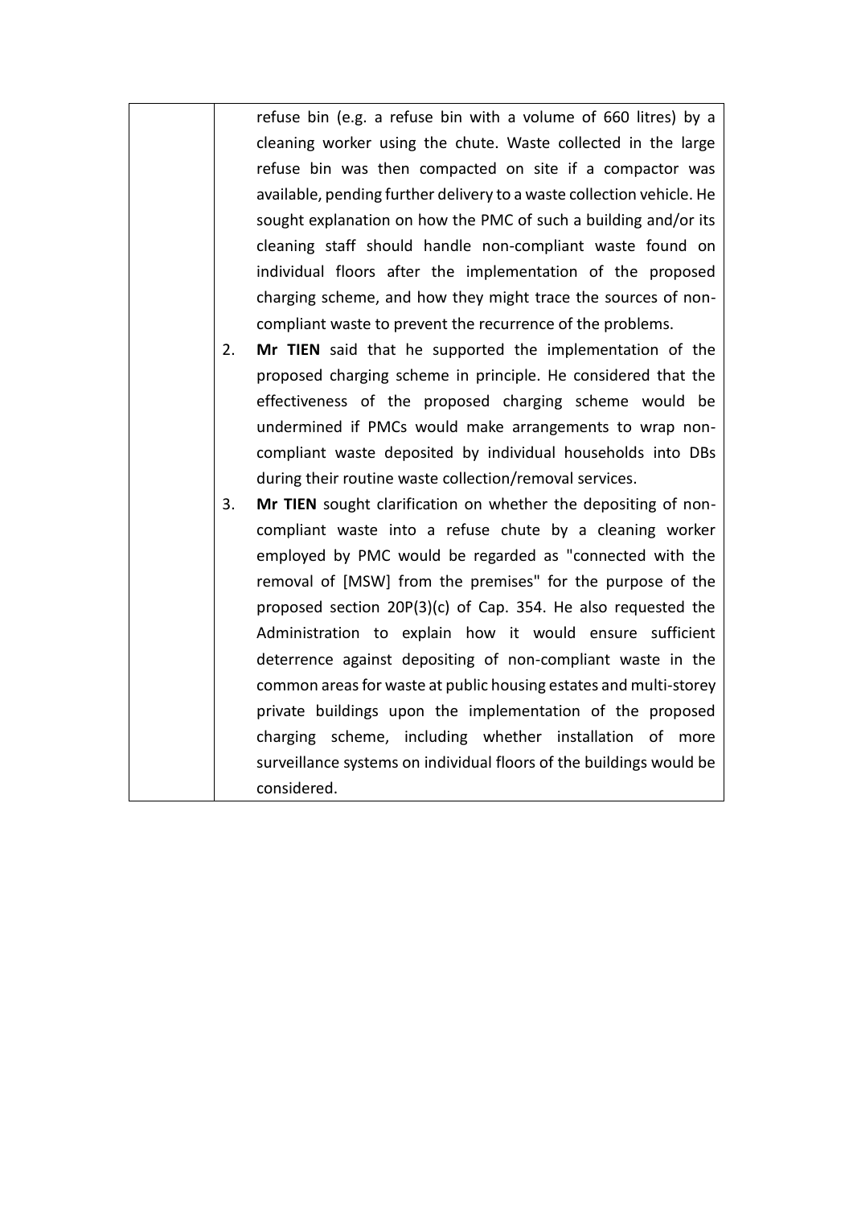| | |
|---|---|
| | refuse bin (e.g. a refuse bin with a volume of 660 litres) by a cleaning worker using the chute. Waste collected in the large refuse bin was then compacted on site if a compactor was available, pending further delivery to a waste collection vehicle. He sought explanation on how the PMC of such a building and/or its cleaning staff should handle non-compliant waste found on individual floors after the implementation of the proposed charging scheme, and how they might trace the sources of non-compliant waste to prevent the recurrence of the problems.<br>2. **Mr TIEN** said that he supported the implementation of the proposed charging scheme in principle. He considered that the effectiveness of the proposed charging scheme would be undermined if PMCs would make arrangements to wrap non-compliant waste deposited by individual households into DBs during their routine waste collection/removal services.<br>3. **Mr TIEN** sought clarification on whether the depositing of non-compliant waste into a refuse chute by a cleaning worker employed by PMC would be regarded as "connected with the removal of [MSW] from the premises" for the purpose of the proposed section 20P(3)(c) of Cap. 354. He also requested the Administration to explain how it would ensure sufficient deterrence against depositing of non-compliant waste in the common areas for waste at public housing estates and multi-storey private buildings upon the implementation of the proposed charging scheme, including whether installation of more surveillance systems on individual floors of the buildings would be considered. |